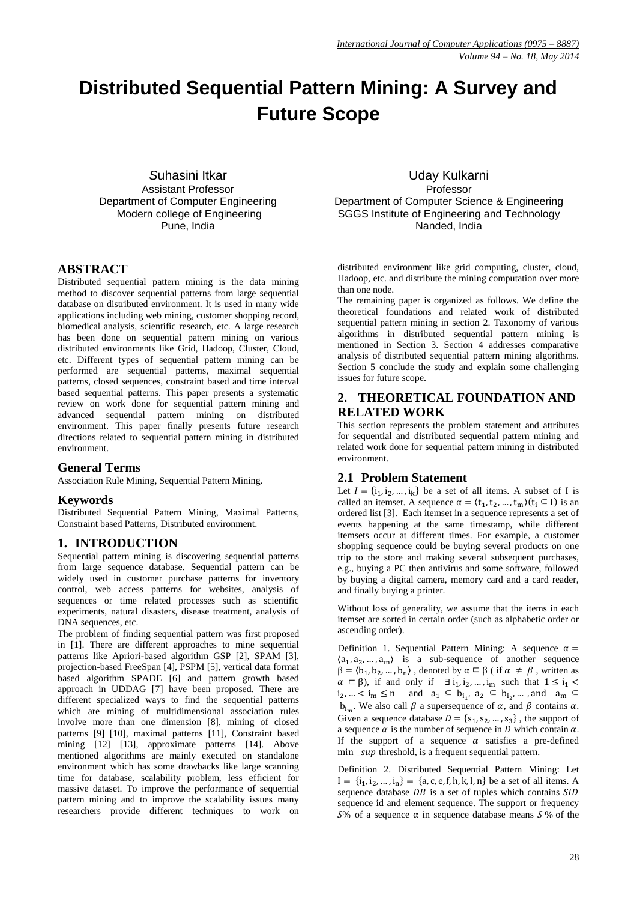# Distributed Sequential Pattern Mining: A Survey and Future Scope

Suhasini Itkar
Assistant Professor
Department of Computer Engineering
Modern college of Engineering
Pune, India

Uday Kulkarni
Professor
Department of Computer Science & Engineering
SGGS Institute of Engineering and Technology
Nanded, India

## ABSTRACT

Distributed sequential pattern mining is the data mining method to discover sequential patterns from large sequential database on distributed environment. It is used in many wide applications including web mining, customer shopping record, biomedical analysis, scientific research, etc. A large research has been done on sequential pattern mining on various distributed environments like Grid, Hadoop, Cluster, Cloud, etc. Different types of sequential pattern mining can be performed are sequential patterns, maximal sequential patterns, closed sequences, constraint based and time interval based sequential patterns. This paper presents a systematic review on work done for sequential pattern mining and advanced sequential pattern mining on distributed environment. This paper finally presents future research directions related to sequential pattern mining in distributed environment.

## General Terms

Association Rule Mining, Sequential Pattern Mining.

## Keywords

Distributed Sequential Pattern Mining, Maximal Patterns, Constraint based Patterns, Distributed environment.

## 1. INTRODUCTION

Sequential pattern mining is discovering sequential patterns from large sequence database. Sequential pattern can be widely used in customer purchase patterns for inventory control, web access patterns for websites, analysis of sequences or time related processes such as scientific experiments, natural disasters, disease treatment, analysis of DNA sequences, etc.

The problem of finding sequential pattern was first proposed in [1]. There are different approaches to mine sequential patterns like Apriori-based algorithm GSP [2], SPAM [3], projection-based FreeSpan [4], PSPM [5], vertical data format based algorithm SPADE [6] and pattern growth based approach in UDDAG [7] have been proposed. There are different specialized ways to find the sequential patterns which are mining of multidimensional association rules involve more than one dimension [8], mining of closed patterns [9] [10], maximal patterns [11], Constraint based mining [12] [13], approximate patterns [14]. Above mentioned algorithms are mainly executed on standalone environment which has some drawbacks like large scanning time for database, scalability problem, less efficient for massive dataset. To improve the performance of sequential pattern mining and to improve the scalability issues many researchers provide different techniques to work on distributed environment like grid computing, cluster, cloud, Hadoop, etc. and distribute the mining computation over more than one node.

The remaining paper is organized as follows. We define the theoretical foundations and related work of distributed sequential pattern mining in section 2. Taxonomy of various algorithms in distributed sequential pattern mining is mentioned in Section 3. Section 4 addresses comparative analysis of distributed sequential pattern mining algorithms. Section 5 conclude the study and explain some challenging issues for future scope.

## 2. THEORETICAL FOUNDATION AND RELATED WORK

This section represents the problem statement and attributes for sequential and distributed sequential pattern mining and related work done for sequential pattern mining in distributed environment.

### 2.1 Problem Statement

Let $I = \{i_1, i_2, \dots, i_k\}$ be a set of all items. A subset of I is called an itemset. A sequence $\alpha = \langle t_1, t_2, \dots, t_m \rangle (t_i \subseteq I)$ is an ordered list [3]. Each itemset in a sequence represents a set of events happening at the same timestamp, while different itemsets occur at different times. For example, a customer shopping sequence could be buying several products on one trip to the store and making several subsequent purchases, e.g., buying a PC then antivirus and some software, followed by buying a digital camera, memory card and a card reader, and finally buying a printer.

Without loss of generality, we assume that the items in each itemset are sorted in certain order (such as alphabetic order or ascending order).

Definition 1. Sequential Pattern Mining: A sequence $\alpha = \langle a_1, a_2, \dots, a_m \rangle$ is a sub-sequence of another sequence $\beta = \langle b_1, b_2, \dots, b_n \rangle$, denoted by $\alpha \sqsubseteq \beta$ ( if $\alpha \neq \beta$, written as $\alpha \sqsubset \beta$), if and only if $\exists\, i_1, i_2, \dots, i_m$ such that $1 \leq i_1 < i_2, \dots < i_m \leq n$ and $a_1 \subseteq b_{i_1}$, $a_2 \subseteq b_{i_2}, \dots$, and $a_m \subseteq b_{i_m}$. We also call $\beta$ a supersequence of $\alpha$, and $\beta$ contains $\alpha$. Given a sequence database $D = \{s_1, s_2, \dots, s_3\}$, the support of a sequence $\alpha$ is the number of sequence in $D$ which contain $\alpha$. If the support of a sequence $\alpha$ satisfies a pre-defined $\min\_sup$ threshold, is a frequent sequential pattern.

Definition 2. Distributed Sequential Pattern Mining: Let $I = \{i_1, i_2, \dots, i_n\} = \{a, c, e, f, h, k, l, n\}$ be a set of all items. A sequence database $DB$ is a set of tuples which contains $SID$ sequence id and element sequence. The support or frequency $S\%$ of a sequence $\alpha$ in sequence database means $S\,\%$ of the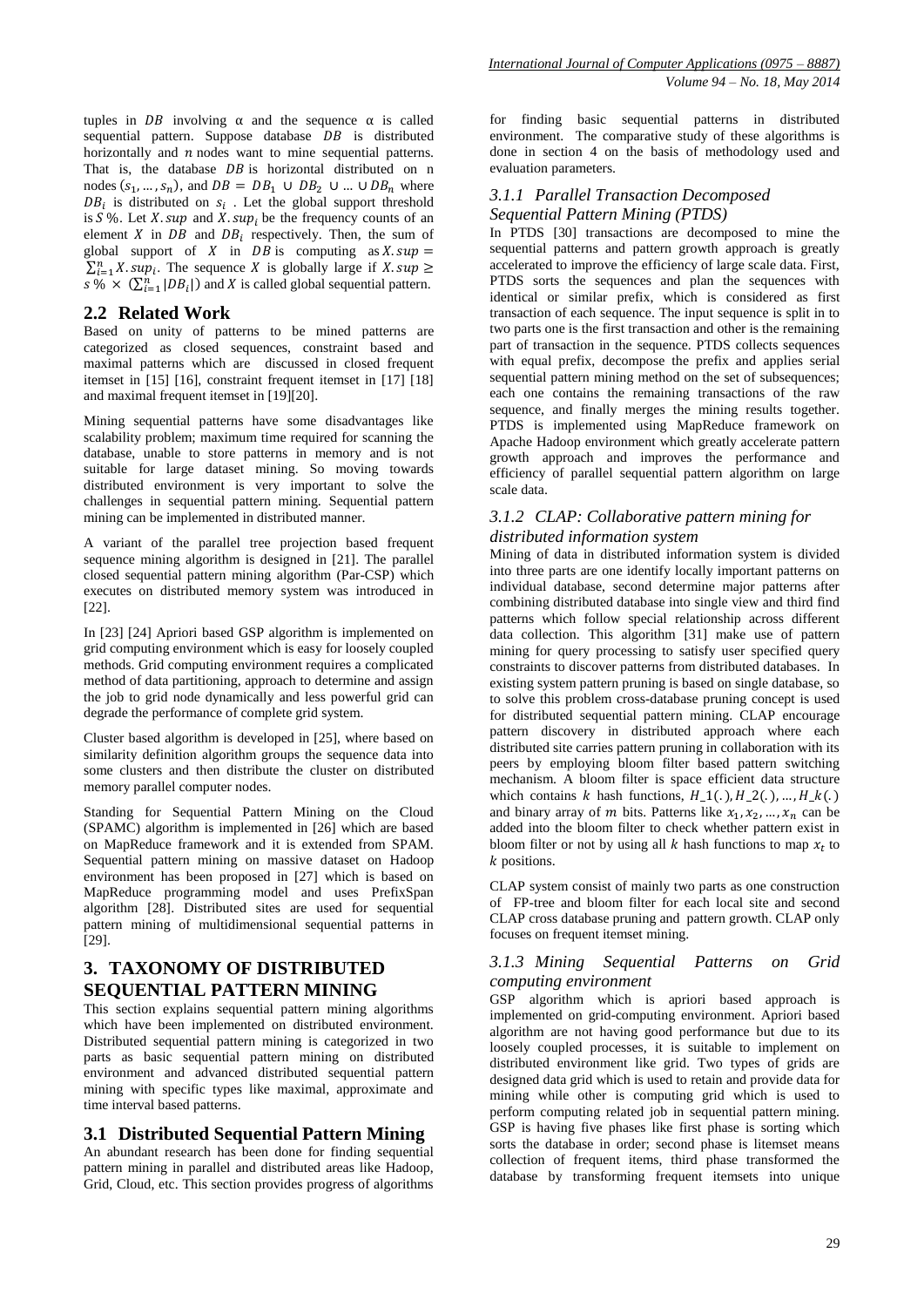tuples in $DB$ involving α and the sequence α is called sequential pattern. Suppose database $DB$ is distributed horizontally and $n$ nodes want to mine sequential patterns. That is, the database $DB$ is horizontal distributed on n nodes $(s_1, \ldots, s_n)$, and $DB = DB_1 \cup DB_2 \cup \ldots \cup DB_n$ where $DB_i$ is distributed on $s_i$ . Let the global support threshold is $S$ %. Let $X.sup$ and $X.sup_i$ be the frequency counts of an element $X$ in $DB$ and $DB_i$ respectively. Then, the sum of global support of $X$ in $DB$ is computing as $X.sup = \sum_{i=1}^{n} X.sup_i$. The sequence $X$ is globally large if $X.sup \geq s\,\% \times (\sum_{i=1}^{n} |DB_i|)$ and $X$ is called global sequential pattern.

## 2.2 Related Work

Based on unity of patterns to be mined patterns are categorized as closed sequences, constraint based and maximal patterns which are discussed in closed frequent itemset in [15] [16], constraint frequent itemset in [17] [18] and maximal frequent itemset in [19][20].

Mining sequential patterns have some disadvantages like scalability problem; maximum time required for scanning the database, unable to store patterns in memory and is not suitable for large dataset mining. So moving towards distributed environment is very important to solve the challenges in sequential pattern mining. Sequential pattern mining can be implemented in distributed manner.

A variant of the parallel tree projection based frequent sequence mining algorithm is designed in [21]. The parallel closed sequential pattern mining algorithm (Par-CSP) which executes on distributed memory system was introduced in [22].

In [23] [24] Apriori based GSP algorithm is implemented on grid computing environment which is easy for loosely coupled methods. Grid computing environment requires a complicated method of data partitioning, approach to determine and assign the job to grid node dynamically and less powerful grid can degrade the performance of complete grid system.

Cluster based algorithm is developed in [25], where based on similarity definition algorithm groups the sequence data into some clusters and then distribute the cluster on distributed memory parallel computer nodes.

Standing for Sequential Pattern Mining on the Cloud (SPAMC) algorithm is implemented in [26] which are based on MapReduce framework and it is extended from SPAM. Sequential pattern mining on massive dataset on Hadoop environment has been proposed in [27] which is based on MapReduce programming model and uses PrefixSpan algorithm [28]. Distributed sites are used for sequential pattern mining of multidimensional sequential patterns in [29].

# 3. TAXONOMY OF DISTRIBUTED SEQUENTIAL PATTERN MINING

This section explains sequential pattern mining algorithms which have been implemented on distributed environment. Distributed sequential pattern mining is categorized in two parts as basic sequential pattern mining on distributed environment and advanced distributed sequential pattern mining with specific types like maximal, approximate and time interval based patterns.

## 3.1 Distributed Sequential Pattern Mining

An abundant research has been done for finding sequential pattern mining in parallel and distributed areas like Hadoop, Grid, Cloud, etc. This section provides progress of algorithms for finding basic sequential patterns in distributed environment. The comparative study of these algorithms is done in section 4 on the basis of methodology used and evaluation parameters.

### *3.1.1 Parallel Transaction Decomposed Sequential Pattern Mining (PTDS)*

In PTDS [30] transactions are decomposed to mine the sequential patterns and pattern growth approach is greatly accelerated to improve the efficiency of large scale data. First, PTDS sorts the sequences and plan the sequences with identical or similar prefix, which is considered as first transaction of each sequence. The input sequence is split in to two parts one is the first transaction and other is the remaining part of transaction in the sequence. PTDS collects sequences with equal prefix, decompose the prefix and applies serial sequential pattern mining method on the set of subsequences; each one contains the remaining transactions of the raw sequence, and finally merges the mining results together. PTDS is implemented using MapReduce framework on Apache Hadoop environment which greatly accelerate pattern growth approach and improves the performance and efficiency of parallel sequential pattern algorithm on large scale data.

### *3.1.2 CLAP: Collaborative pattern mining for distributed information system*

Mining of data in distributed information system is divided into three parts are one identify locally important patterns on individual database, second determine major patterns after combining distributed database into single view and third find patterns which follow special relationship across different data collection. This algorithm [31] make use of pattern mining for query processing to satisfy user specified query constraints to discover patterns from distributed databases. In existing system pattern pruning is based on single database, so to solve this problem cross-database pruning concept is used for distributed sequential pattern mining. CLAP encourage pattern discovery in distributed approach where each distributed site carries pattern pruning in collaboration with its peers by employing bloom filter based pattern switching mechanism. A bloom filter is space efficient data structure which contains $k$ hash functions, $H\_1(.), H\_2(.), \ldots, H\_k(.)$ and binary array of $m$ bits. Patterns like $x_1, x_2, \ldots, x_n$ can be added into the bloom filter to check whether pattern exist in bloom filter or not by using all $k$ hash functions to map $x_t$ to $k$ positions.

CLAP system consist of mainly two parts as one construction of FP-tree and bloom filter for each local site and second CLAP cross database pruning and pattern growth. CLAP only focuses on frequent itemset mining.

### *3.1.3 Mining Sequential Patterns on Grid computing environment*

GSP algorithm which is apriori based approach is implemented on grid-computing environment. Apriori based algorithm are not having good performance but due to its loosely coupled processes, it is suitable to implement on distributed environment like grid. Two types of grids are designed data grid which is used to retain and provide data for mining while other is computing grid which is used to perform computing related job in sequential pattern mining. GSP is having five phases like first phase is sorting which sorts the database in order; second phase is litemset means collection of frequent items, third phase transformed the database by transforming frequent itemsets into unique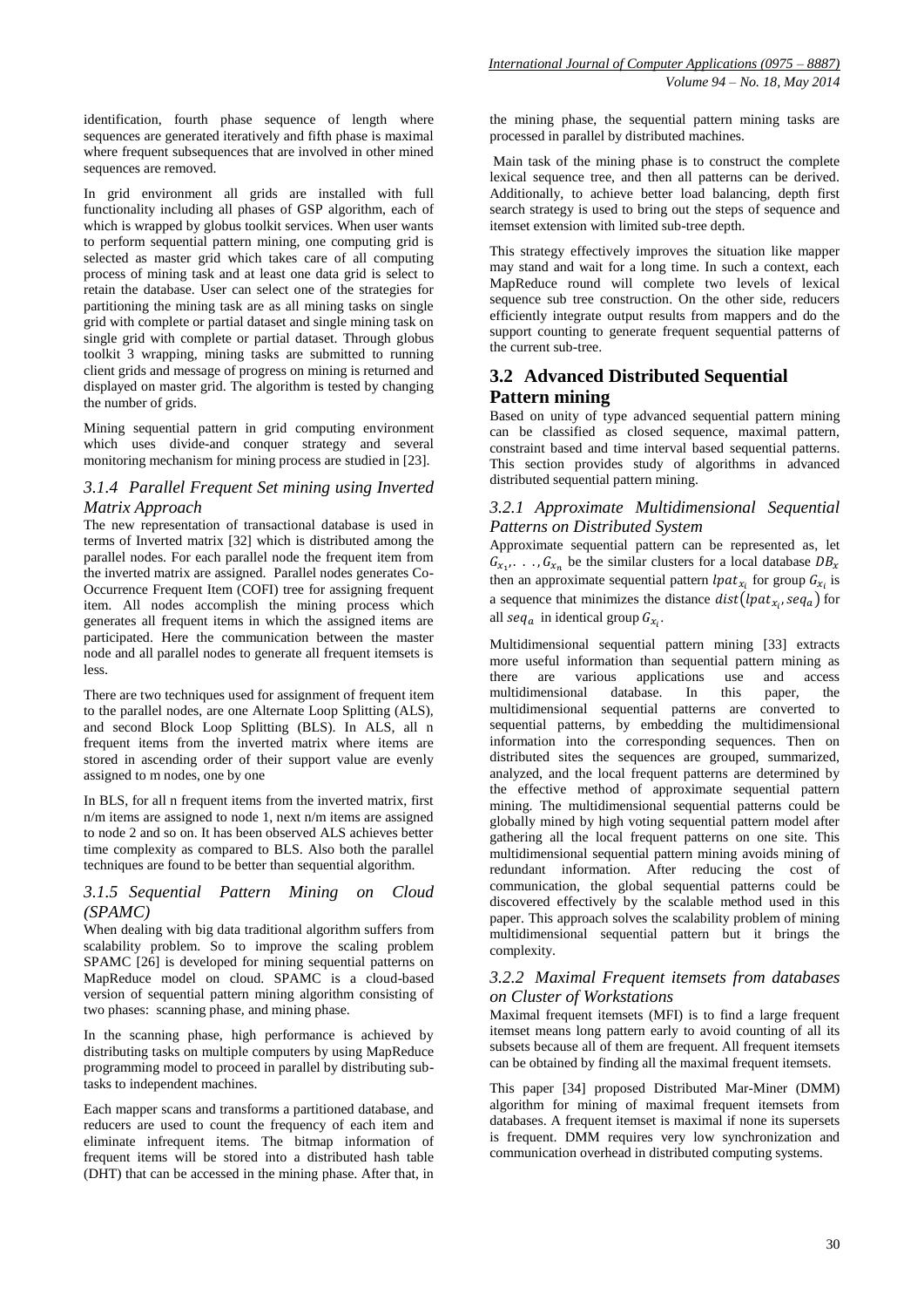identification, fourth phase sequence of length where sequences are generated iteratively and fifth phase is maximal where frequent subsequences that are involved in other mined sequences are removed.

In grid environment all grids are installed with full functionality including all phases of GSP algorithm, each of which is wrapped by globus toolkit services. When user wants to perform sequential pattern mining, one computing grid is selected as master grid which takes care of all computing process of mining task and at least one data grid is select to retain the database. User can select one of the strategies for partitioning the mining task are as all mining tasks on single grid with complete or partial dataset and single mining task on single grid with complete or partial dataset. Through globus toolkit 3 wrapping, mining tasks are submitted to running client grids and message of progress on mining is returned and displayed on master grid. The algorithm is tested by changing the number of grids.

Mining sequential pattern in grid computing environment which uses divide-and conquer strategy and several monitoring mechanism for mining process are studied in [23].

### *3.1.4 Parallel Frequent Set mining using Inverted Matrix Approach*

The new representation of transactional database is used in terms of Inverted matrix [32] which is distributed among the parallel nodes. For each parallel node the frequent item from the inverted matrix are assigned. Parallel nodes generates Co-Occurrence Frequent Item (COFI) tree for assigning frequent item. All nodes accomplish the mining process which generates all frequent items in which the assigned items are participated. Here the communication between the master node and all parallel nodes to generate all frequent itemsets is less.

There are two techniques used for assignment of frequent item to the parallel nodes, are one Alternate Loop Splitting (ALS), and second Block Loop Splitting (BLS). In ALS, all n frequent items from the inverted matrix where items are stored in ascending order of their support value are evenly assigned to m nodes, one by one

In BLS, for all n frequent items from the inverted matrix, first n/m items are assigned to node 1, next n/m items are assigned to node 2 and so on. It has been observed ALS achieves better time complexity as compared to BLS. Also both the parallel techniques are found to be better than sequential algorithm.

### *3.1.5 Sequential Pattern Mining on Cloud (SPAMC)*

When dealing with big data traditional algorithm suffers from scalability problem. So to improve the scaling problem SPAMC [26] is developed for mining sequential patterns on MapReduce model on cloud. SPAMC is a cloud-based version of sequential pattern mining algorithm consisting of two phases: scanning phase, and mining phase.

In the scanning phase, high performance is achieved by distributing tasks on multiple computers by using MapReduce programming model to proceed in parallel by distributing sub-tasks to independent machines.

Each mapper scans and transforms a partitioned database, and reducers are used to count the frequency of each item and eliminate infrequent items. The bitmap information of frequent items will be stored into a distributed hash table (DHT) that can be accessed in the mining phase. After that, in the mining phase, the sequential pattern mining tasks are processed in parallel by distributed machines.

Main task of the mining phase is to construct the complete lexical sequence tree, and then all patterns can be derived. Additionally, to achieve better load balancing, depth first search strategy is used to bring out the steps of sequence and itemset extension with limited sub-tree depth.

This strategy effectively improves the situation like mapper may stand and wait for a long time. In such a context, each MapReduce round will complete two levels of lexical sequence sub tree construction. On the other side, reducers efficiently integrate output results from mappers and do the support counting to generate frequent sequential patterns of the current sub-tree.

## 3.2 Advanced Distributed Sequential Pattern mining

Based on unity of type advanced sequential pattern mining can be classified as closed sequence, maximal pattern, constraint based and time interval based sequential patterns. This section provides study of algorithms in advanced distributed sequential pattern mining.

### *3.2.1 Approximate Multidimensional Sequential Patterns on Distributed System*

Approximate sequential pattern can be represented as, let $G_{x_1}, \ldots, G_{x_n}$ be the similar clusters for a local database $DB_x$ then an approximate sequential pattern $lpat_{x_i}$ for group $G_{x_i}$ is a sequence that minimizes the distance $dist(lpat_{x_i}, seq_a)$ for all $seq_a$ in identical group $G_{x_i}$.

Multidimensional sequential pattern mining [33] extracts more useful information than sequential pattern mining as there are various applications use and access multidimensional database. In this paper, the multidimensional sequential patterns are converted to sequential patterns, by embedding the multidimensional information into the corresponding sequences. Then on distributed sites the sequences are grouped, summarized, analyzed, and the local frequent patterns are determined by the effective method of approximate sequential pattern mining. The multidimensional sequential patterns could be globally mined by high voting sequential pattern model after gathering all the local frequent patterns on one site. This multidimensional sequential pattern mining avoids mining of redundant information. After reducing the cost of communication, the global sequential patterns could be discovered effectively by the scalable method used in this paper. This approach solves the scalability problem of mining multidimensional sequential pattern but it brings the complexity.

### *3.2.2 Maximal Frequent itemsets from databases on Cluster of Workstations*

Maximal frequent itemsets (MFI) is to find a large frequent itemset means long pattern early to avoid counting of all its subsets because all of them are frequent. All frequent itemsets can be obtained by finding all the maximal frequent itemsets.

This paper [34] proposed Distributed Mar-Miner (DMM) algorithm for mining of maximal frequent itemsets from databases. A frequent itemset is maximal if none its supersets is frequent. DMM requires very low synchronization and communication overhead in distributed computing systems.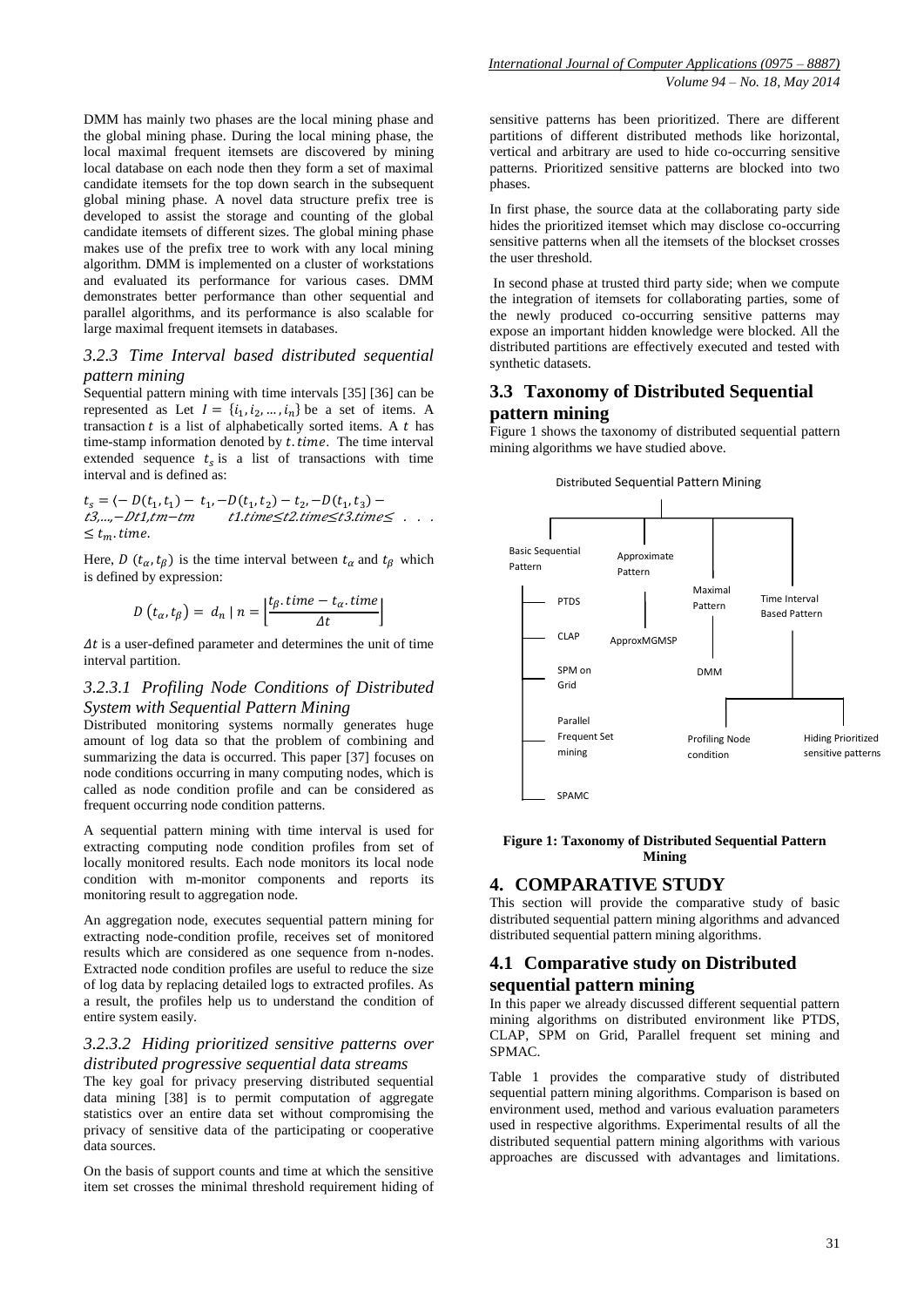DMM has mainly two phases are the local mining phase and the global mining phase. During the local mining phase, the local maximal frequent itemsets are discovered by mining local database on each node then they form a set of maximal candidate itemsets for the top down search in the subsequent global mining phase. A novel data structure prefix tree is developed to assist the storage and counting of the global candidate itemsets of different sizes. The global mining phase makes use of the prefix tree to work with any local mining algorithm. DMM is implemented on a cluster of workstations and evaluated its performance for various cases. DMM demonstrates better performance than other sequential and parallel algorithms, and its performance is also scalable for large maximal frequent itemsets in databases.

#### *3.2.3 Time Interval based distributed sequential pattern mining*

Sequential pattern mining with time intervals [35] [36] can be represented as Let $I = \{i_1, i_2, \ldots, i_n\}$ be a set of items. A transaction $t$ is a list of alphabetically sorted items. A $t$ has time-stamp information denoted by $t.time$. The time interval extended sequence $t_s$ is a list of transactions with time interval and is defined as:

$t_s = \langle -D(t_1,t_1) - t_1, -D(t_1,t_2) - t_2, -D(t_1,t_3) - t3,\ldots,-Dt1,tm-tm \quad t1.time \le t2.time \le t3.time \le \ldots \le t_m.time.$

Here, $D(t_\alpha, t_\beta)$ is the time interval between $t_\alpha$ and $t_\beta$ which is defined by expression:

$$D(t_\alpha, t_\beta) = d_n \mid n = \left\lfloor \frac{t_\beta.time - t_\alpha.time}{\Delta t} \right\rfloor$$

$\Delta t$ is a user-defined parameter and determines the unit of time interval partition.

##### *3.2.3.1 Profiling Node Conditions of Distributed System with Sequential Pattern Mining*

Distributed monitoring systems normally generates huge amount of log data so that the problem of combining and summarizing the data is occurred. This paper [37] focuses on node conditions occurring in many computing nodes, which is called as node condition profile and can be considered as frequent occurring node condition patterns.

A sequential pattern mining with time interval is used for extracting computing node condition profiles from set of locally monitored results. Each node monitors its local node condition with m-monitor components and reports its monitoring result to aggregation node.

An aggregation node, executes sequential pattern mining for extracting node-condition profile, receives set of monitored results which are considered as one sequence from n-nodes. Extracted node condition profiles are useful to reduce the size of log data by replacing detailed logs to extracted profiles. As a result, the profiles help us to understand the condition of entire system easily.

##### *3.2.3.2 Hiding prioritized sensitive patterns over distributed progressive sequential data streams*

The key goal for privacy preserving distributed sequential data mining [38] is to permit computation of aggregate statistics over an entire data set without compromising the privacy of sensitive data of the participating or cooperative data sources.

On the basis of support counts and time at which the sensitive item set crosses the minimal threshold requirement hiding of sensitive patterns has been prioritized. There are different partitions of different distributed methods like horizontal, vertical and arbitrary are used to hide co-occurring sensitive patterns. Prioritized sensitive patterns are blocked into two phases.

In first phase, the source data at the collaborating party side hides the prioritized itemset which may disclose co-occurring sensitive patterns when all the itemsets of the blockset crosses the user threshold.

In second phase at trusted third party side; when we compute the integration of itemsets for collaborating parties, some of the newly produced co-occurring sensitive patterns may expose an important hidden knowledge were blocked. All the distributed partitions are effectively executed and tested with synthetic datasets.

## 3.3 Taxonomy of Distributed Sequential pattern mining

Figure 1 shows the taxonomy of distributed sequential pattern mining algorithms we have studied above.

Distributed Sequential Pattern Mining

- Basic Sequential Pattern
  - PTDS
  - CLAP
  - SPM on Grid
  - Parallel Frequent Set mining
  - SPAMC
- Approximate Pattern
  - ApproxMGMSP
- Maximal Pattern
  - DMM
- Time Interval Based Pattern
  - Profiling Node condition
  - Hiding Prioritized sensitive patterns

**Figure 1: Taxonomy of Distributed Sequential Pattern Mining**

# 4. COMPARATIVE STUDY

This section will provide the comparative study of basic distributed sequential pattern mining algorithms and advanced distributed sequential pattern mining algorithms.

## 4.1 Comparative study on Distributed sequential pattern mining

In this paper we already discussed different sequential pattern mining algorithms on distributed environment like PTDS, CLAP, SPM on Grid, Parallel frequent set mining and SPMAC.

Table 1 provides the comparative study of distributed sequential pattern mining algorithms. Comparison is based on environment used, method and various evaluation parameters used in respective algorithms. Experimental results of all the distributed sequential pattern mining algorithms with various approaches are discussed with advantages and limitations.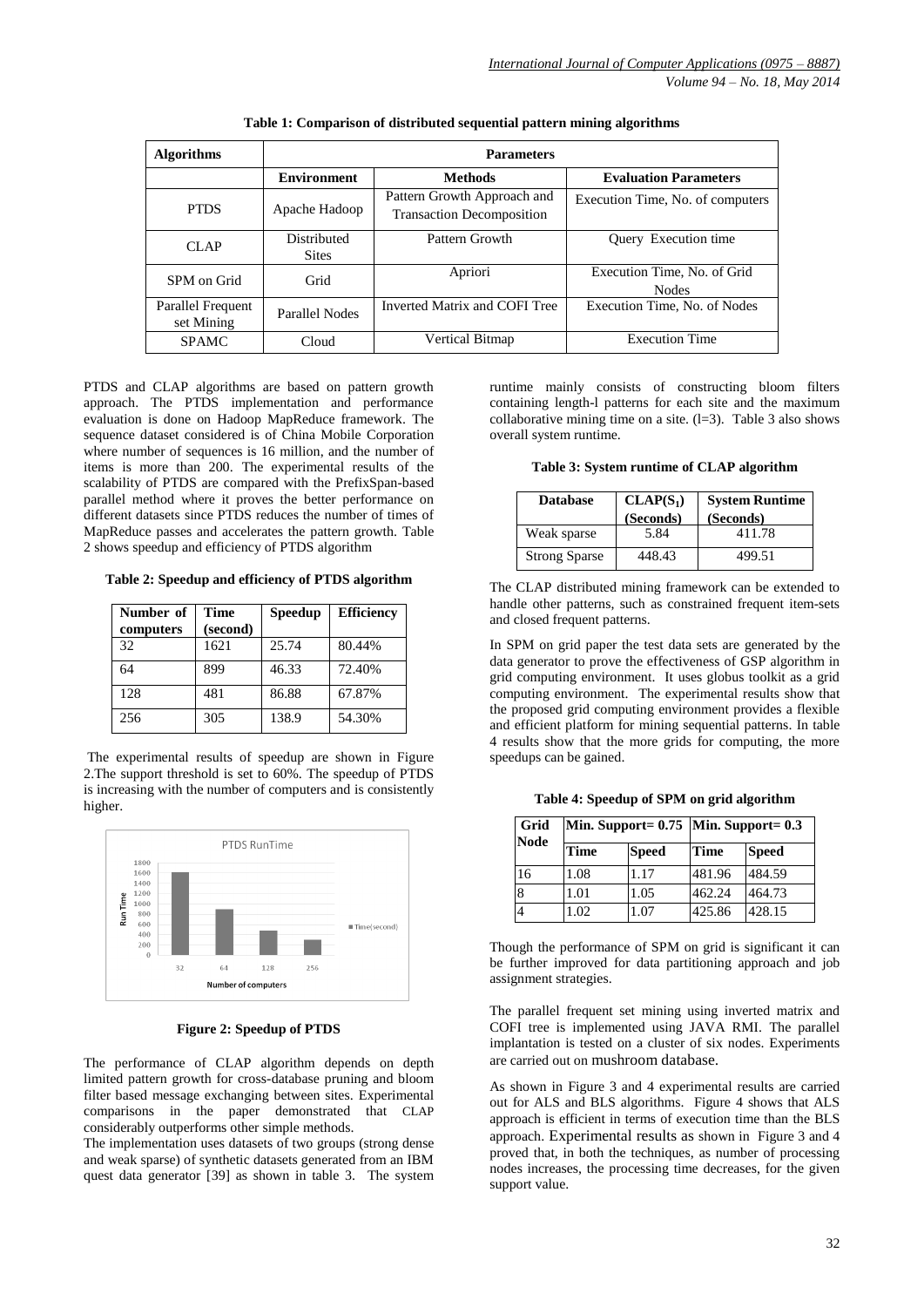**Table 1: Comparison of distributed sequential pattern mining algorithms**

| Algorithms | Parameters | | |
|---|---|---|---|
| | Environment | Methods | Evaluation Parameters |
| PTDS | Apache Hadoop | Pattern Growth Approach and Transaction Decomposition | Execution Time, No. of computers |
| CLAP | Distributed Sites | Pattern Growth | Query Execution time |
| SPM on Grid | Grid | Apriori | Execution Time, No. of Grid Nodes |
| Parallel Frequent set Mining | Parallel Nodes | Inverted Matrix and COFI Tree | Execution Time, No. of Nodes |
| SPAMC | Cloud | Vertical Bitmap | Execution Time |

PTDS and CLAP algorithms are based on pattern growth approach. The PTDS implementation and performance evaluation is done on Hadoop MapReduce framework. The sequence dataset considered is of China Mobile Corporation where number of sequences is 16 million, and the number of items is more than 200. The experimental results of the scalability of PTDS are compared with the PrefixSpan-based parallel method where it proves the better performance on different datasets since PTDS reduces the number of times of MapReduce passes and accelerates the pattern growth. Table 2 shows speedup and efficiency of PTDS algorithm

**Table 2: Speedup and efficiency of PTDS algorithm**

| Number of computers | Time (second) | Speedup | Efficiency |
|---|---|---|---|
| 32 | 1621 | 25.74 | 80.44% |
| 64 | 899 | 46.33 | 72.40% |
| 128 | 481 | 86.88 | 67.87% |
| 256 | 305 | 138.9 | 54.30% |

The experimental results of speedup are shown in Figure 2.The support threshold is set to 60%. The speedup of PTDS is increasing with the number of computers and is consistently higher.

**Figure 2: Speedup of PTDS**

The performance of CLAP algorithm depends on depth limited pattern growth for cross-database pruning and bloom filter based message exchanging between sites. Experimental comparisons in the paper demonstrated that CLAP considerably outperforms other simple methods.

The implementation uses datasets of two groups (strong dense and weak sparse) of synthetic datasets generated from an IBM quest data generator [39] as shown in table 3. The system runtime mainly consists of constructing bloom filters containing length-l patterns for each site and the maximum collaborative mining time on a site. (l=3). Table 3 also shows overall system runtime.

**Table 3: System runtime of CLAP algorithm**

| Database | $CLAP(S_1)$ (Seconds) | System Runtime (Seconds) |
|---|---|---|
| Weak sparse | 5.84 | 411.78 |
| Strong Sparse | 448.43 | 499.51 |

The CLAP distributed mining framework can be extended to handle other patterns, such as constrained frequent item-sets and closed frequent patterns.

In SPM on grid paper the test data sets are generated by the data generator to prove the effectiveness of GSP algorithm in grid computing environment. It uses globus toolkit as a grid computing environment. The experimental results show that the proposed grid computing environment provides a flexible and efficient platform for mining sequential patterns. In table 4 results show that the more grids for computing, the more speedups can be gained.

**Table 4: Speedup of SPM on grid algorithm**

| Grid Node | Min. Support= 0.75 | | Min. Support= 0.3 | |
|---|---|---|---|---|
| | Time | Speed | Time | Speed |
| 16 | 1.08 | 1.17 | 481.96 | 484.59 |
| 8 | 1.01 | 1.05 | 462.24 | 464.73 |
| 4 | 1.02 | 1.07 | 425.86 | 428.15 |

Though the performance of SPM on grid is significant it can be further improved for data partitioning approach and job assignment strategies.

The parallel frequent set mining using inverted matrix and COFI tree is implemented using JAVA RMI. The parallel implantation is tested on a cluster of six nodes. Experiments are carried out on mushroom database.

As shown in Figure 3 and 4 experimental results are carried out for ALS and BLS algorithms. Figure 4 shows that ALS approach is efficient in terms of execution time than the BLS approach. Experimental results as shown in Figure 3 and 4 proved that, in both the techniques, as number of processing nodes increases, the processing time decreases, for the given support value.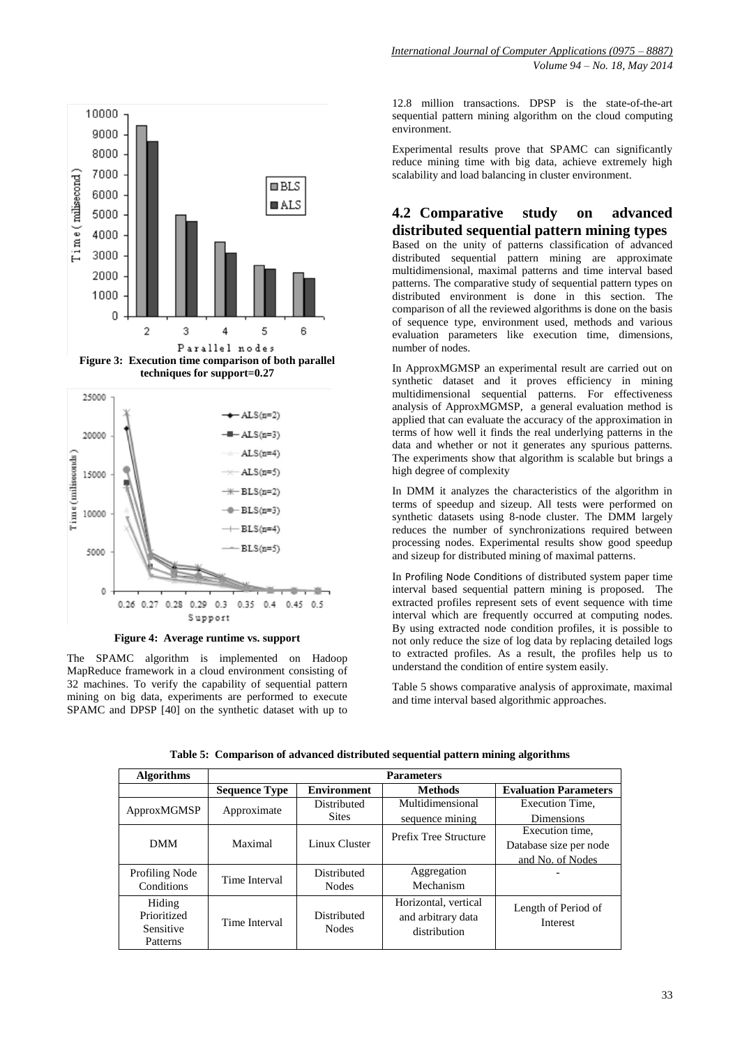Figure 3: Execution time comparison of both parallel techniques for support=0.27

Figure 4: Average runtime vs. support

The SPAMC algorithm is implemented on Hadoop MapReduce framework in a cloud environment consisting of 32 machines. To verify the capability of sequential pattern mining on big data, experiments are performed to execute SPAMC and DPSP [40] on the synthetic dataset with up to 12.8 million transactions. DPSP is the state-of-the-art sequential pattern mining algorithm on the cloud computing environment.

Experimental results prove that SPAMC can significantly reduce mining time with big data, achieve extremely high scalability and load balancing in cluster environment.

## 4.2 Comparative study on advanced distributed sequential pattern mining types

Based on the unity of patterns classification of advanced distributed sequential pattern mining are approximate multidimensional, maximal patterns and time interval based patterns. The comparative study of sequential pattern types on distributed environment is done in this section. The comparison of all the reviewed algorithms is done on the basis of sequence type, environment used, methods and various evaluation parameters like execution time, dimensions, number of nodes.

In ApproxMGMSP an experimental result are carried out on synthetic dataset and it proves efficiency in mining multidimensional sequential patterns. For effectiveness analysis of ApproxMGMSP, a general evaluation method is applied that can evaluate the accuracy of the approximation in terms of how well it finds the real underlying patterns in the data and whether or not it generates any spurious patterns. The experiments show that algorithm is scalable but brings a high degree of complexity

In DMM it analyzes the characteristics of the algorithm in terms of speedup and sizeup. All tests were performed on synthetic datasets using 8-node cluster. The DMM largely reduces the number of synchronizations required between processing nodes. Experimental results show good speedup and sizeup for distributed mining of maximal patterns.

In Profiling Node Conditions of distributed system paper time interval based sequential pattern mining is proposed. The extracted profiles represent sets of event sequence with time interval which are frequently occurred at computing nodes. By using extracted node condition profiles, it is possible to not only reduce the size of log data by replacing detailed logs to extracted profiles. As a result, the profiles help us to understand the condition of entire system easily.

Table 5 shows comparative analysis of approximate, maximal and time interval based algorithmic approaches.

**Table 5: Comparison of advanced distributed sequential pattern mining algorithms**

| Algorithms | Parameters | | | |
|---|---|---|---|---|
| | **Sequence Type** | **Environment** | **Methods** | **Evaluation Parameters** |
| ApproxMGMSP | Approximate | Distributed Sites | Multidimensional sequence mining | Execution Time, Dimensions |
| DMM | Maximal | Linux Cluster | Prefix Tree Structure | Execution time, Database size per node and No. of Nodes |
| Profiling Node Conditions | Time Interval | Distributed Nodes | Aggregation Mechanism | - |
| Hiding Prioritized Sensitive Patterns | Time Interval | Distributed Nodes | Horizontal, vertical and arbitrary data distribution | Length of Period of Interest |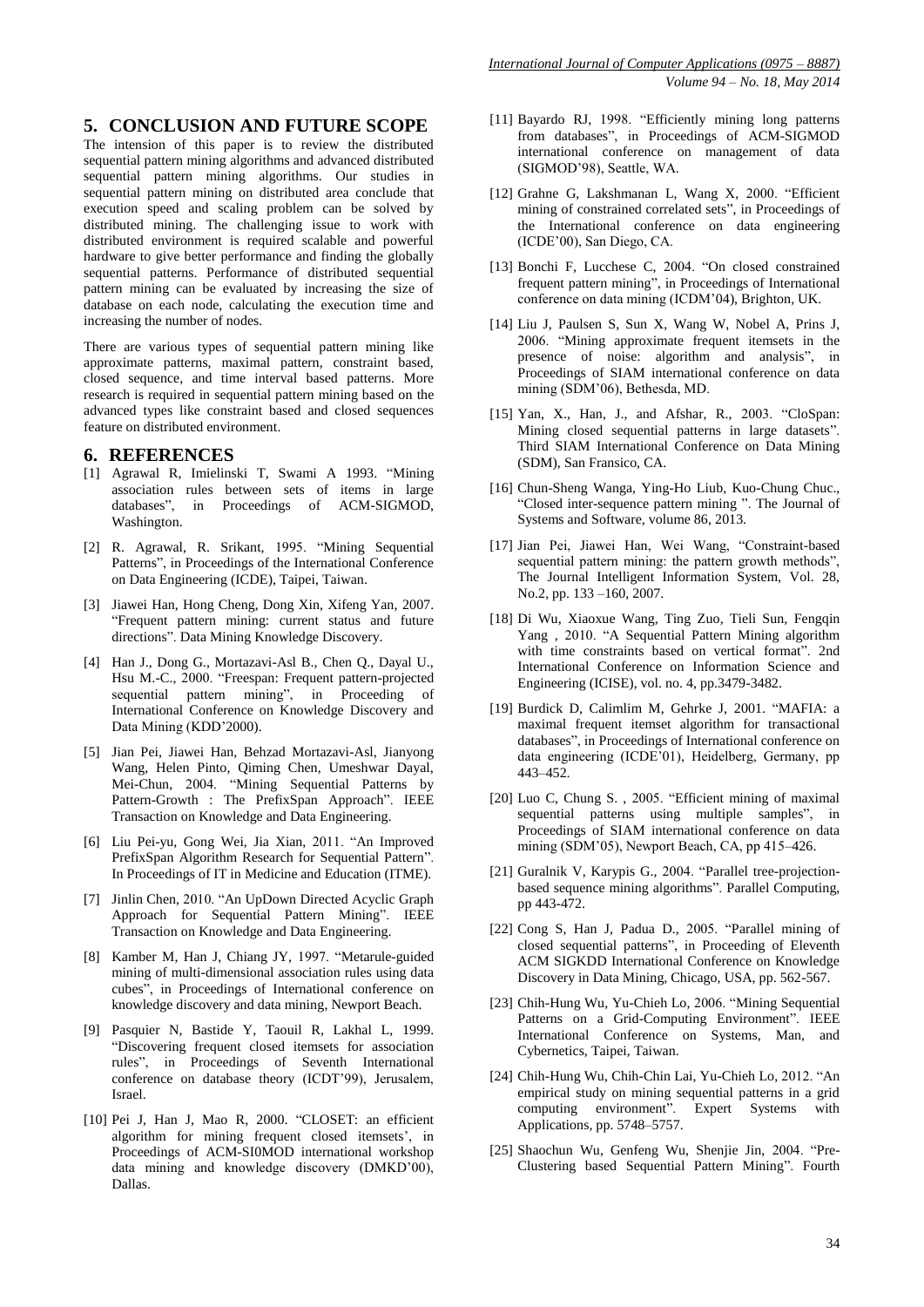## 5. CONCLUSION AND FUTURE SCOPE

The intension of this paper is to review the distributed sequential pattern mining algorithms and advanced distributed sequential pattern mining algorithms. Our studies in sequential pattern mining on distributed area conclude that execution speed and scaling problem can be solved by distributed mining. The challenging issue to work with distributed environment is required scalable and powerful hardware to give better performance and finding the globally sequential patterns. Performance of distributed sequential pattern mining can be evaluated by increasing the size of database on each node, calculating the execution time and increasing the number of nodes.

There are various types of sequential pattern mining like approximate patterns, maximal pattern, constraint based, closed sequence, and time interval based patterns. More research is required in sequential pattern mining based on the advanced types like constraint based and closed sequences feature on distributed environment.

## 6. REFERENCES

[1] Agrawal R, Imielinski T, Swami A 1993. "Mining association rules between sets of items in large databases", in Proceedings of ACM-SIGMOD, Washington.

[2] R. Agrawal, R. Srikant, 1995. "Mining Sequential Patterns", in Proceedings of the International Conference on Data Engineering (ICDE), Taipei, Taiwan.

[3] Jiawei Han, Hong Cheng, Dong Xin, Xifeng Yan, 2007. "Frequent pattern mining: current status and future directions". Data Mining Knowledge Discovery.

[4] Han J., Dong G., Mortazavi-Asl B., Chen Q., Dayal U., Hsu M.-C., 2000. "Freespan: Frequent pattern-projected sequential pattern mining", in Proceeding of International Conference on Knowledge Discovery and Data Mining (KDD'2000).

[5] Jian Pei, Jiawei Han, Behzad Mortazavi-Asl, Jianyong Wang, Helen Pinto, Qiming Chen, Umeshwar Dayal, Mei-Chun, 2004. "Mining Sequential Patterns by Pattern-Growth : The PrefixSpan Approach". IEEE Transaction on Knowledge and Data Engineering.

[6] Liu Pei-yu, Gong Wei, Jia Xian, 2011. "An Improved PrefixSpan Algorithm Research for Sequential Pattern". In Proceedings of IT in Medicine and Education (ITME).

[7] Jinlin Chen, 2010. "An UpDown Directed Acyclic Graph Approach for Sequential Pattern Mining". IEEE Transaction on Knowledge and Data Engineering.

[8] Kamber M, Han J, Chiang JY, 1997. "Metarule-guided mining of multi-dimensional association rules using data cubes", in Proceedings of International conference on knowledge discovery and data mining, Newport Beach.

[9] Pasquier N, Bastide Y, Taouil R, Lakhal L, 1999. "Discovering frequent closed itemsets for association rules", in Proceedings of Seventh International conference on database theory (ICDT'99), Jerusalem, Israel.

[10] Pei J, Han J, Mao R, 2000. "CLOSET: an efficient algorithm for mining frequent closed itemsets', in Proceedings of ACM-SI0MOD international workshop data mining and knowledge discovery (DMKD'00), Dallas.

[11] Bayardo RJ, 1998. "Efficiently mining long patterns from databases", in Proceedings of ACM-SIGMOD international conference on management of data (SIGMOD'98), Seattle, WA.

[12] Grahne G, Lakshmanan L, Wang X, 2000. "Efficient mining of constrained correlated sets", in Proceedings of the International conference on data engineering (ICDE'00), San Diego, CA.

[13] Bonchi F, Lucchese C, 2004. "On closed constrained frequent pattern mining", in Proceedings of International conference on data mining (ICDM'04), Brighton, UK.

[14] Liu J, Paulsen S, Sun X, Wang W, Nobel A, Prins J, 2006. "Mining approximate frequent itemsets in the presence of noise: algorithm and analysis", in Proceedings of SIAM international conference on data mining (SDM'06), Bethesda, MD.

[15] Yan, X., Han, J., and Afshar, R., 2003. "CloSpan: Mining closed sequential patterns in large datasets". Third SIAM International Conference on Data Mining (SDM), San Fransico, CA.

[16] Chun-Sheng Wanga, Ying-Ho Liub, Kuo-Chung Chuc., "Closed inter-sequence pattern mining ". The Journal of Systems and Software, volume 86, 2013.

[17] Jian Pei, Jiawei Han, Wei Wang, "Constraint-based sequential pattern mining: the pattern growth methods", The Journal Intelligent Information System, Vol. 28, No.2, pp. 133 –160, 2007.

[18] Di Wu, Xiaoxue Wang, Ting Zuo, Tieli Sun, Fengqin Yang , 2010. "A Sequential Pattern Mining algorithm with time constraints based on vertical format". 2nd International Conference on Information Science and Engineering (ICISE), vol. no. 4, pp.3479-3482.

[19] Burdick D, Calimlim M, Gehrke J, 2001. "MAFIA: a maximal frequent itemset algorithm for transactional databases", in Proceedings of International conference on data engineering (ICDE'01), Heidelberg, Germany, pp 443–452.

[20] Luo C, Chung S. , 2005. "Efficient mining of maximal sequential patterns using multiple samples", in Proceedings of SIAM international conference on data mining (SDM'05), Newport Beach, CA, pp 415–426.

[21] Guralnik V, Karypis G., 2004. "Parallel tree-projection-based sequence mining algorithms". Parallel Computing, pp 443-472.

[22] Cong S, Han J, Padua D., 2005. "Parallel mining of closed sequential patterns", in Proceeding of Eleventh ACM SIGKDD International Conference on Knowledge Discovery in Data Mining, Chicago, USA, pp. 562-567.

[23] Chih-Hung Wu, Yu-Chieh Lo, 2006. "Mining Sequential Patterns on a Grid-Computing Environment". IEEE International Conference on Systems, Man, and Cybernetics, Taipei, Taiwan.

[24] Chih-Hung Wu, Chih-Chin Lai, Yu-Chieh Lo, 2012. "An empirical study on mining sequential patterns in a grid computing environment". Expert Systems with Applications, pp. 5748–5757.

[25] Shaochun Wu, Genfeng Wu, Shenjie Jin, 2004. "Pre-Clustering based Sequential Pattern Mining". Fourth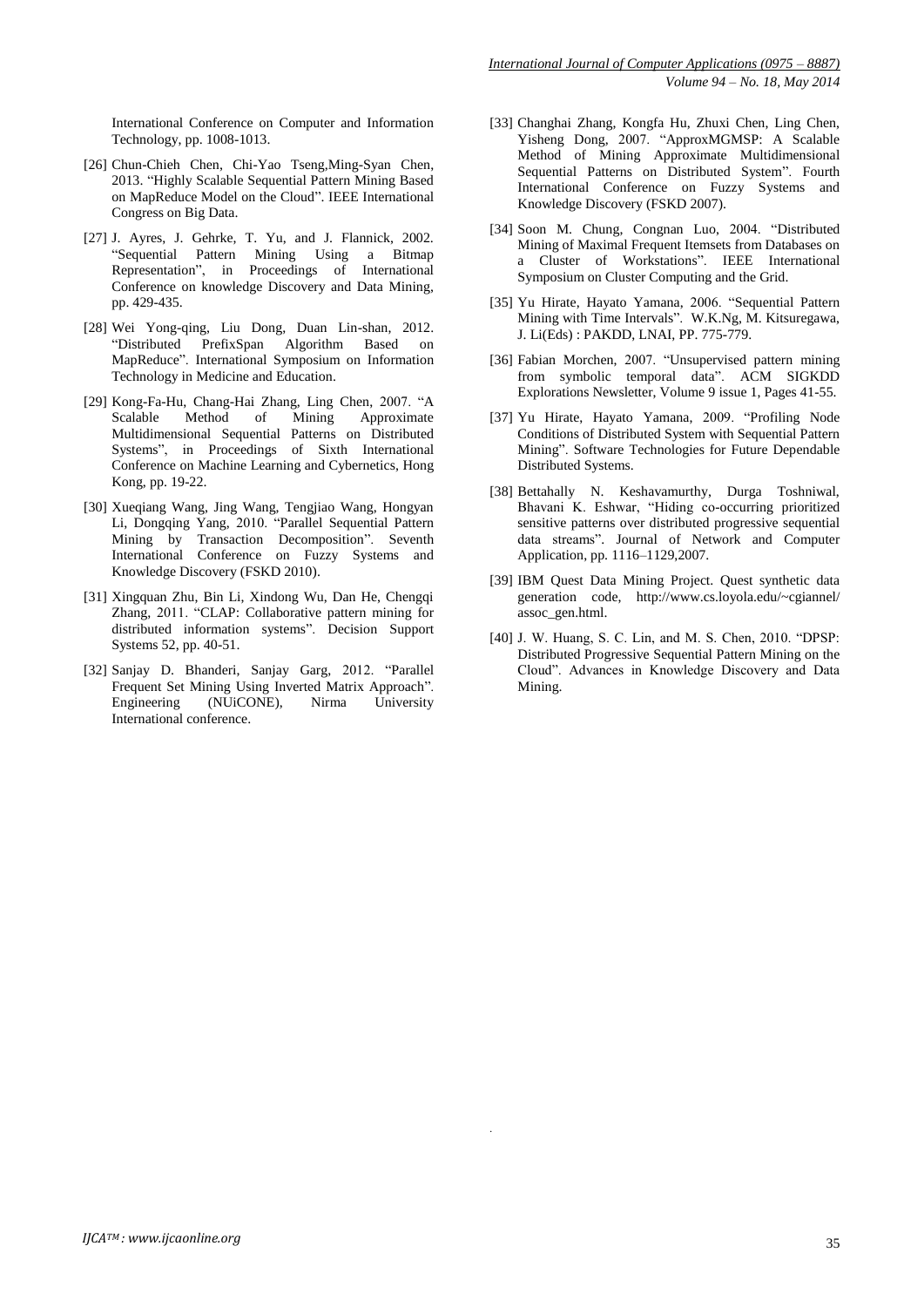International Conference on Computer and Information Technology, pp. 1008-1013.

[26] Chun-Chieh Chen, Chi-Yao Tseng,Ming-Syan Chen, 2013. "Highly Scalable Sequential Pattern Mining Based on MapReduce Model on the Cloud". IEEE International Congress on Big Data.

[27] J. Ayres, J. Gehrke, T. Yu, and J. Flannick, 2002. "Sequential Pattern Mining Using a Bitmap Representation", in Proceedings of International Conference on knowledge Discovery and Data Mining, pp. 429-435.

[28] Wei Yong-qing, Liu Dong, Duan Lin-shan, 2012. "Distributed PrefixSpan Algorithm Based on MapReduce". International Symposium on Information Technology in Medicine and Education.

[29] Kong-Fa-Hu, Chang-Hai Zhang, Ling Chen, 2007. "A Scalable Method of Mining Approximate Multidimensional Sequential Patterns on Distributed Systems", in Proceedings of Sixth International Conference on Machine Learning and Cybernetics, Hong Kong, pp. 19-22.

[30] Xueqiang Wang, Jing Wang, Tengjiao Wang, Hongyan Li, Dongqing Yang, 2010. "Parallel Sequential Pattern Mining by Transaction Decomposition". Seventh International Conference on Fuzzy Systems and Knowledge Discovery (FSKD 2010).

[31] Xingquan Zhu, Bin Li, Xindong Wu, Dan He, Chengqi Zhang, 2011. "CLAP: Collaborative pattern mining for distributed information systems". Decision Support Systems 52, pp. 40-51.

[32] Sanjay D. Bhanderi, Sanjay Garg, 2012. "Parallel Frequent Set Mining Using Inverted Matrix Approach". Engineering (NUiCONE), Nirma University International conference.

[33] Changhai Zhang, Kongfa Hu, Zhuxi Chen, Ling Chen, Yisheng Dong, 2007. "ApproxMGMSP: A Scalable Method of Mining Approximate Multidimensional Sequential Patterns on Distributed System". Fourth International Conference on Fuzzy Systems and Knowledge Discovery (FSKD 2007).

[34] Soon M. Chung, Congnan Luo, 2004. "Distributed Mining of Maximal Frequent Itemsets from Databases on a Cluster of Workstations". IEEE International Symposium on Cluster Computing and the Grid.

[35] Yu Hirate, Hayato Yamana, 2006. "Sequential Pattern Mining with Time Intervals". W.K.Ng, M. Kitsuregawa, J. Li(Eds) : PAKDD, LNAI, PP. 775-779.

[36] Fabian Morchen, 2007. "Unsupervised pattern mining from symbolic temporal data". ACM SIGKDD Explorations Newsletter, Volume 9 issue 1, Pages 41-55.

[37] Yu Hirate, Hayato Yamana, 2009. "Profiling Node Conditions of Distributed System with Sequential Pattern Mining". Software Technologies for Future Dependable Distributed Systems.

[38] Bettahally N. Keshavamurthy, Durga Toshniwal, Bhavani K. Eshwar, "Hiding co-occurring prioritized sensitive patterns over distributed progressive sequential data streams". Journal of Network and Computer Application, pp. 1116–1129,2007.

[39] IBM Quest Data Mining Project. Quest synthetic data generation code, http://www.cs.loyola.edu/~cgiannel/assoc_gen.html.

[40] J. W. Huang, S. C. Lin, and M. S. Chen, 2010. "DPSP: Distributed Progressive Sequential Pattern Mining on the Cloud". Advances in Knowledge Discovery and Data Mining.